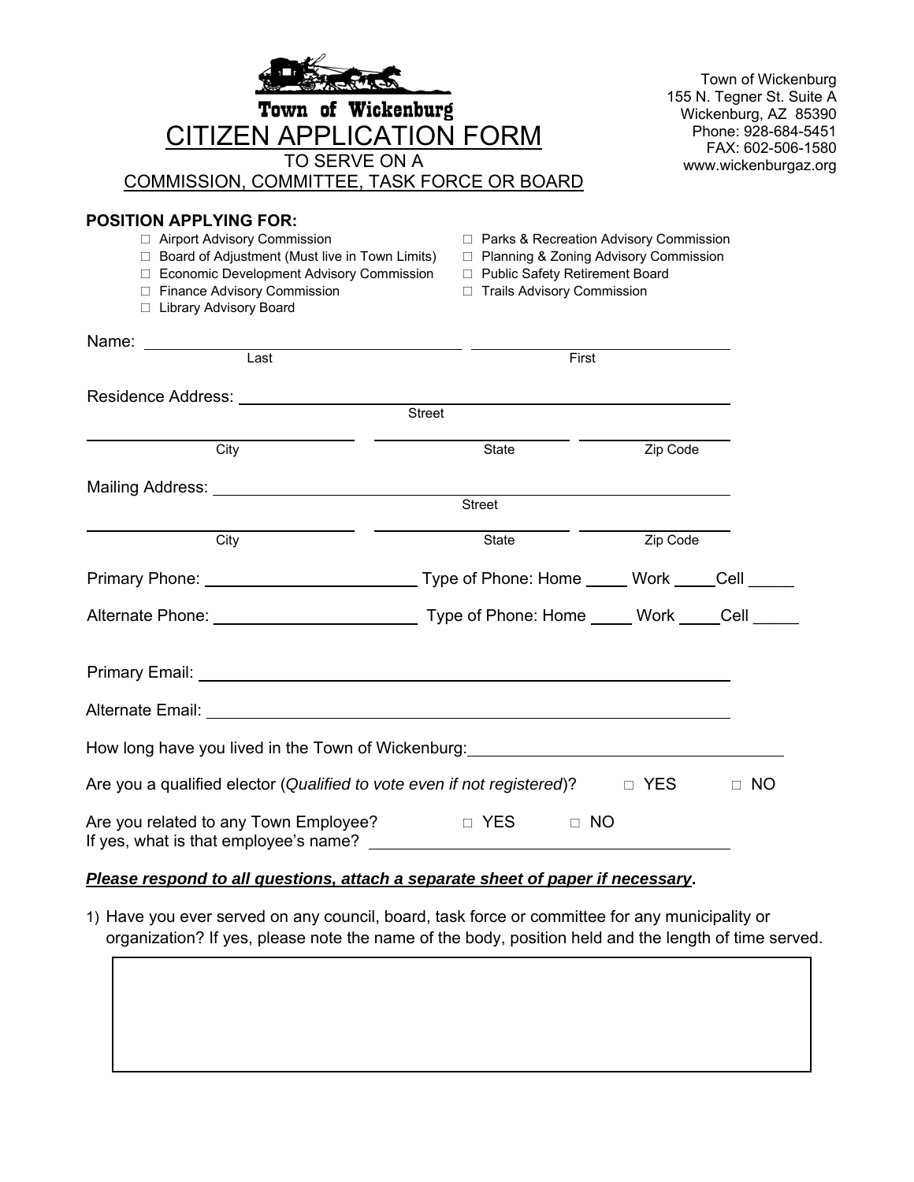**Town of Wickenburg**

# CITIZEN APPLICATION FORM

TO SERVE ON A

COMMISSION, COMMITTEE, TASK FORCE OR BOARD

Town of Wickenburg
155 N. Tegner St. Suite A
Wickenburg, AZ 85390
Phone: 928-684-5451
FAX: 602-506-1580
www.wickenburgaz.org

**POSITION APPLYING FOR:**

- ☐ Airport Advisory Commission
- ☐ Board of Adjustment (Must live in Town Limits)
- ☐ Economic Development Advisory Commission
- ☐ Finance Advisory Commission
- ☐ Library Advisory Board
- ☐ Parks & Recreation Advisory Commission
- ☐ Planning & Zoning Advisory Commission
- ☐ Public Safety Retirement Board
- ☐ Trails Advisory Commission

Name: ______________________________ ______________________________
Last First

Residence Address: ____________________________________________
Street

______________________ ______________________ ______________________
City State Zip Code

Mailing Address: ____________________________________________
Street

______________________ ______________________ ______________________
City State Zip Code

Primary Phone: ______________________ Type of Phone: Home _____ Work _____Cell _____

Alternate Phone: ______________________ Type of Phone: Home _____ Work _____Cell _____

Primary Email: ____________________________________________

Alternate Email: ____________________________________________

How long have you lived in the Town of Wickenburg: ______________________________

Are you a qualified elector (*Qualified to vote even if not registered*)? ☐ YES ☐ NO

Are you related to any Town Employee? ☐ YES ☐ NO
If yes, what is that employee's name? ______________________________

***Please respond to all questions, attach a separate sheet of paper if necessary*.**

1) Have you ever served on any council, board, task force or committee for any municipality or organization? If yes, please note the name of the body, position held and the length of time served.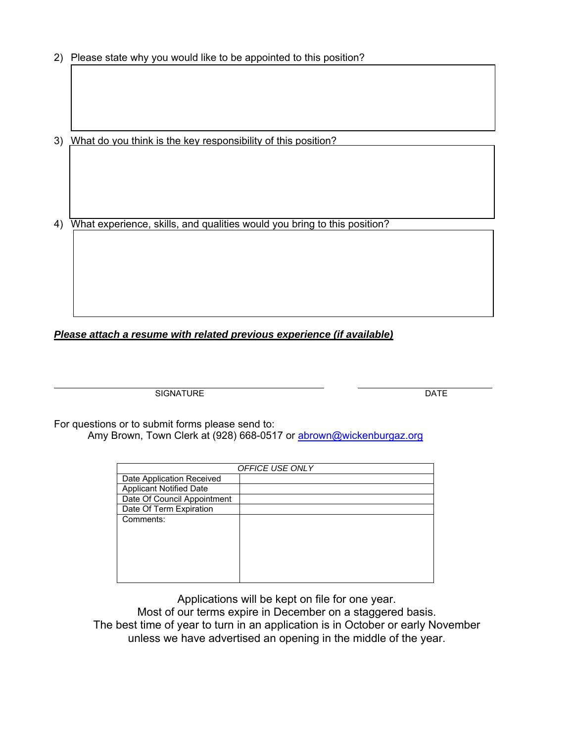2) Please state why you would like to be appointed to this position?

3) What do you think is the key responsibility of this position?

4) What experience, skills, and qualities would you bring to this position?

***Please attach a resume with related previous experience (if available)***

SIGNATURE

DATE

For questions or to submit forms please send to:
Amy Brown, Town Clerk at (928) 668-0517 or abrown@wickenburgaz.org

| *OFFICE USE ONLY* | |
|---|---|
| Date Application Received | |
| Applicant Notified Date | |
| Date Of Council Appointment | |
| Date Of Term Expiration | |
| Comments: | |

Applications will be kept on file for one year.
Most of our terms expire in December on a staggered basis.
The best time of year to turn in an application is in October or early November unless we have advertised an opening in the middle of the year.